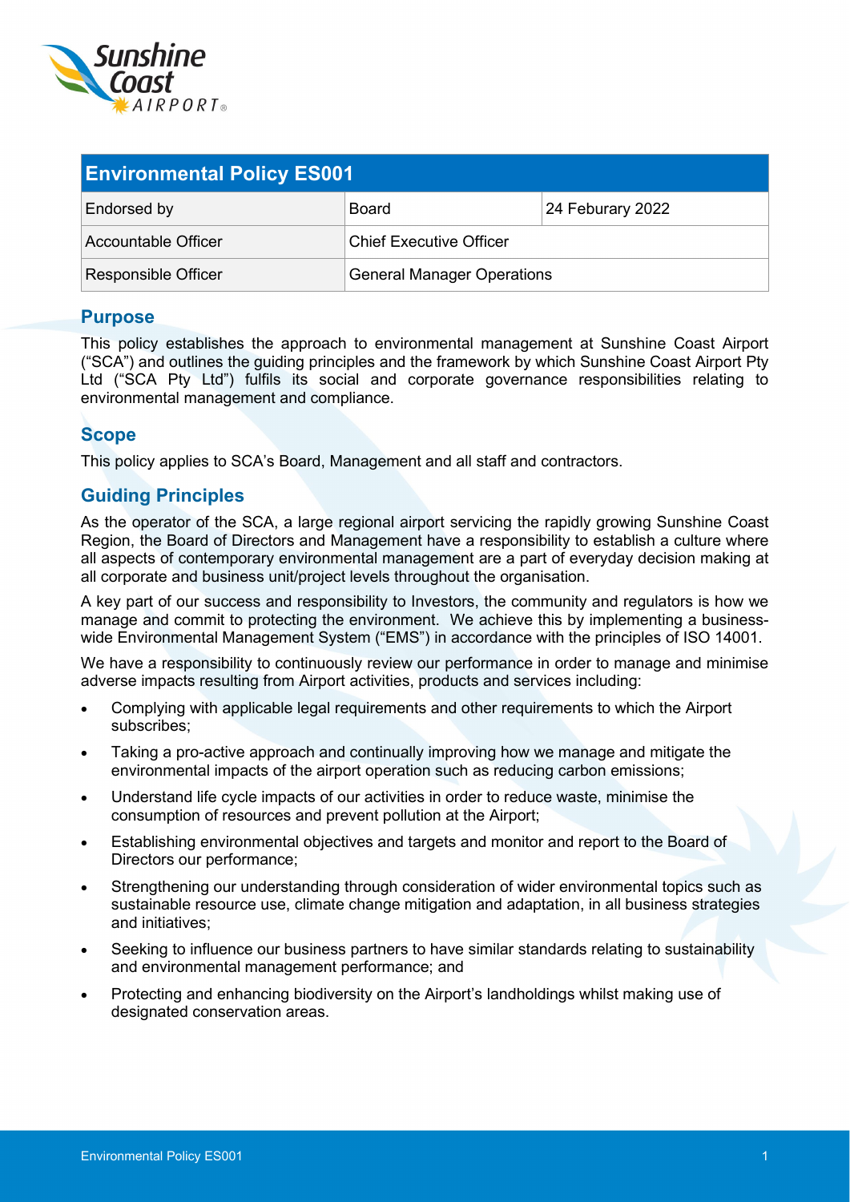| Environmental Policy ES001 | | |
|---|---|---|
| Endorsed by | Board | 24 Feburary 2022 |
| Accountable Officer | Chief Executive Officer | |
| Responsible Officer | General Manager Operations | |

## Purpose

This policy establishes the approach to environmental management at Sunshine Coast Airport ("SCA") and outlines the guiding principles and the framework by which Sunshine Coast Airport Pty Ltd ("SCA Pty Ltd") fulfils its social and corporate governance responsibilities relating to environmental management and compliance.

## Scope

This policy applies to SCA's Board, Management and all staff and contractors.

## Guiding Principles

As the operator of the SCA, a large regional airport servicing the rapidly growing Sunshine Coast Region, the Board of Directors and Management have a responsibility to establish a culture where all aspects of contemporary environmental management are a part of everyday decision making at all corporate and business unit/project levels throughout the organisation.

A key part of our success and responsibility to Investors, the community and regulators is how we manage and commit to protecting the environment. We achieve this by implementing a business-wide Environmental Management System ("EMS") in accordance with the principles of ISO 14001.

We have a responsibility to continuously review our performance in order to manage and minimise adverse impacts resulting from Airport activities, products and services including:

- Complying with applicable legal requirements and other requirements to which the Airport subscribes;
- Taking a pro-active approach and continually improving how we manage and mitigate the environmental impacts of the airport operation such as reducing carbon emissions;
- Understand life cycle impacts of our activities in order to reduce waste, minimise the consumption of resources and prevent pollution at the Airport;
- Establishing environmental objectives and targets and monitor and report to the Board of Directors our performance;
- Strengthening our understanding through consideration of wider environmental topics such as sustainable resource use, climate change mitigation and adaptation, in all business strategies and initiatives;
- Seeking to influence our business partners to have similar standards relating to sustainability and environmental management performance; and
- Protecting and enhancing biodiversity on the Airport's landholdings whilst making use of designated conservation areas.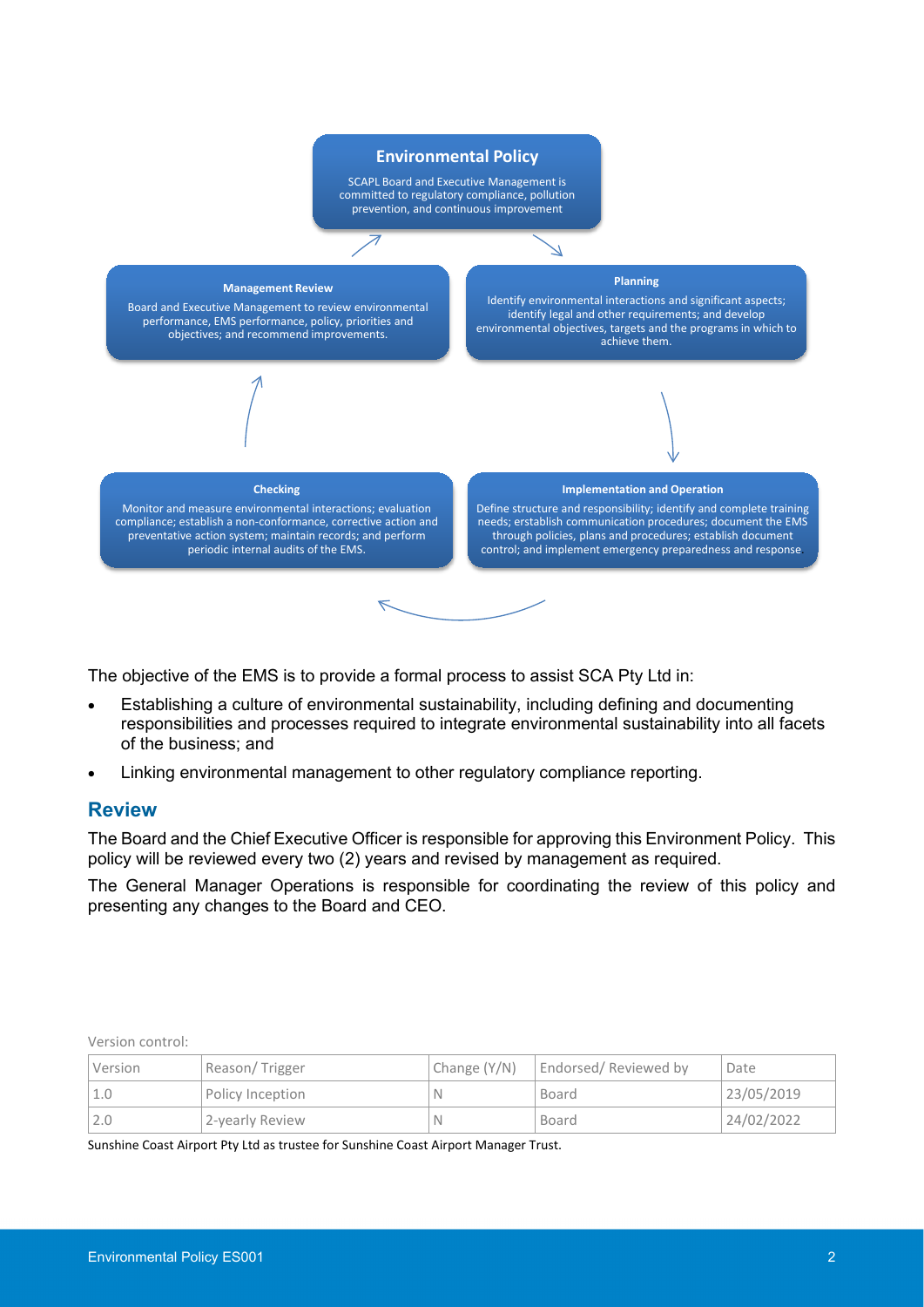**Environmental Policy**

SCAPL Board and Executive Management is committed to regulatory compliance, pollution prevention, and continuous improvement

**Planning**

Identify environmental interactions and significant aspects; identify legal and other requirements; and develop environmental objectives, targets and the programs in which to achieve them.

**Implementation and Operation**

Define structure and responsibility; identify and complete training needs; erstablish communication procedures; document the EMS through policies, plans and procedures; establish document control; and implement emergency preparedness and response

**Checking**

Monitor and measure environmental interactions; evaluation compliance; establish a non-conformance, corrective action and preventative action system; maintain records; and perform periodic internal audits of the EMS.

**Management Review**

Board and Executive Management to review environmental performance, EMS performance, policy, priorities and objectives; and recommend improvements.

The objective of the EMS is to provide a formal process to assist SCA Pty Ltd in:

- Establishing a culture of environmental sustainability, including defining and documenting responsibilities and processes required to integrate environmental sustainability into all facets of the business; and
- Linking environmental management to other regulatory compliance reporting.

## Review

The Board and the Chief Executive Officer is responsible for approving this Environment Policy. This policy will be reviewed every two (2) years and revised by management as required.

The General Manager Operations is responsible for coordinating the review of this policy and presenting any changes to the Board and CEO.

Version control:

| Version | Reason/ Trigger | Change (Y/N) | Endorsed/ Reviewed by | Date |
|---|---|---|---|---|
| 1.0 | Policy Inception | N | Board | 23/05/2019 |
| 2.0 | 2-yearly Review | N | Board | 24/02/2022 |

Sunshine Coast Airport Pty Ltd as trustee for Sunshine Coast Airport Manager Trust.